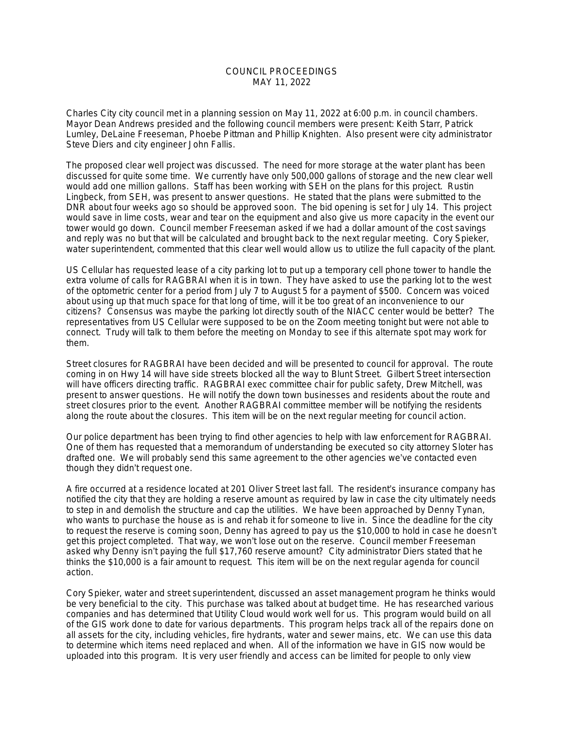COUNCIL PROCEEDINGS
MAY 11, 2022

Charles City city council met in a planning session on May 11, 2022 at 6:00 p.m. in council chambers. Mayor Dean Andrews presided and the following council members were present: Keith Starr, Patrick Lumley, DeLaine Freeseman, Phoebe Pittman and Phillip Knighten. Also present were city administrator Steve Diers and city engineer John Fallis.

The proposed clear well project was discussed. The need for more storage at the water plant has been discussed for quite some time. We currently have only 500,000 gallons of storage and the new clear well would add one million gallons. Staff has been working with SEH on the plans for this project. Rustin Lingbeck, from SEH, was present to answer questions. He stated that the plans were submitted to the DNR about four weeks ago so should be approved soon. The bid opening is set for July 14. This project would save in lime costs, wear and tear on the equipment and also give us more capacity in the event our tower would go down. Council member Freeseman asked if we had a dollar amount of the cost savings and reply was no but that will be calculated and brought back to the next regular meeting. Cory Spieker, water superintendent, commented that this clear well would allow us to utilize the full capacity of the plant.

US Cellular has requested lease of a city parking lot to put up a temporary cell phone tower to handle the extra volume of calls for RAGBRAI when it is in town. They have asked to use the parking lot to the west of the optometric center for a period from July 7 to August 5 for a payment of $500. Concern was voiced about using up that much space for that long of time, will it be too great of an inconvenience to our citizens? Consensus was maybe the parking lot directly south of the NIACC center would be better? The representatives from US Cellular were supposed to be on the Zoom meeting tonight but were not able to connect. Trudy will talk to them before the meeting on Monday to see if this alternate spot may work for them.

Street closures for RAGBRAI have been decided and will be presented to council for approval. The route coming in on Hwy 14 will have side streets blocked all the way to Blunt Street. Gilbert Street intersection will have officers directing traffic. RAGBRAI exec committee chair for public safety, Drew Mitchell, was present to answer questions. He will notify the down town businesses and residents about the route and street closures prior to the event. Another RAGBRAI committee member will be notifying the residents along the route about the closures. This item will be on the next regular meeting for council action.

Our police department has been trying to find other agencies to help with law enforcement for RAGBRAI. One of them has requested that a memorandum of understanding be executed so city attorney Sloter has drafted one. We will probably send this same agreement to the other agencies we've contacted even though they didn't request one.

A fire occurred at a residence located at 201 Oliver Street last fall. The resident's insurance company has notified the city that they are holding a reserve amount as required by law in case the city ultimately needs to step in and demolish the structure and cap the utilities. We have been approached by Denny Tynan, who wants to purchase the house as is and rehab it for someone to live in. Since the deadline for the city to request the reserve is coming soon, Denny has agreed to pay us the $10,000 to hold in case he doesn't get this project completed. That way, we won't lose out on the reserve. Council member Freeseman asked why Denny isn't paying the full $17,760 reserve amount? City administrator Diers stated that he thinks the $10,000 is a fair amount to request. This item will be on the next regular agenda for council action.

Cory Spieker, water and street superintendent, discussed an asset management program he thinks would be very beneficial to the city. This purchase was talked about at budget time. He has researched various companies and has determined that Utility Cloud would work well for us. This program would build on all of the GIS work done to date for various departments. This program helps track all of the repairs done on all assets for the city, including vehicles, fire hydrants, water and sewer mains, etc. We can use this data to determine which items need replaced and when. All of the information we have in GIS now would be uploaded into this program. It is very user friendly and access can be limited for people to only view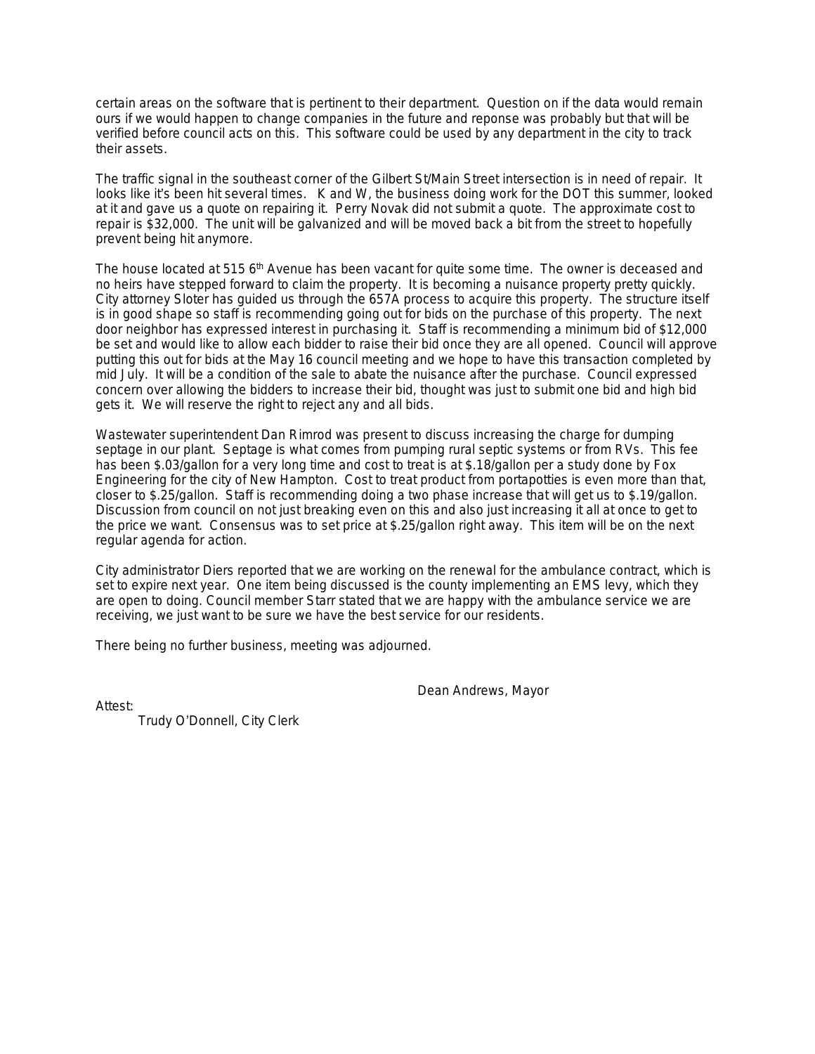certain areas on the software that is pertinent to their department. Question on if the data would remain ours if we would happen to change companies in the future and reponse was probably but that will be verified before council acts on this. This software could be used by any department in the city to track their assets.

The traffic signal in the southeast corner of the Gilbert St/Main Street intersection is in need of repair. It looks like it's been hit several times. K and W, the business doing work for the DOT this summer, looked at it and gave us a quote on repairing it. Perry Novak did not submit a quote. The approximate cost to repair is $32,000. The unit will be galvanized and will be moved back a bit from the street to hopefully prevent being hit anymore.

The house located at 515 6th Avenue has been vacant for quite some time. The owner is deceased and no heirs have stepped forward to claim the property. It is becoming a nuisance property pretty quickly. City attorney Sloter has guided us through the 657A process to acquire this property. The structure itself is in good shape so staff is recommending going out for bids on the purchase of this property. The next door neighbor has expressed interest in purchasing it. Staff is recommending a minimum bid of $12,000 be set and would like to allow each bidder to raise their bid once they are all opened. Council will approve putting this out for bids at the May 16 council meeting and we hope to have this transaction completed by mid July. It will be a condition of the sale to abate the nuisance after the purchase. Council expressed concern over allowing the bidders to increase their bid, thought was just to submit one bid and high bid gets it. We will reserve the right to reject any and all bids.

Wastewater superintendent Dan Rimrod was present to discuss increasing the charge for dumping septage in our plant. Septage is what comes from pumping rural septic systems or from RVs. This fee has been $.03/gallon for a very long time and cost to treat is at $.18/gallon per a study done by Fox Engineering for the city of New Hampton. Cost to treat product from portapotties is even more than that, closer to $.25/gallon. Staff is recommending doing a two phase increase that will get us to $.19/gallon. Discussion from council on not just breaking even on this and also just increasing it all at once to get to the price we want. Consensus was to set price at $.25/gallon right away. This item will be on the next regular agenda for action.

City administrator Diers reported that we are working on the renewal for the ambulance contract, which is set to expire next year. One item being discussed is the county implementing an EMS levy, which they are open to doing. Council member Starr stated that we are happy with the ambulance service we are receiving, we just want to be sure we have the best service for our residents.

There being no further business, meeting was adjourned.

Dean Andrews, Mayor

Attest:

Trudy O'Donnell, City Clerk